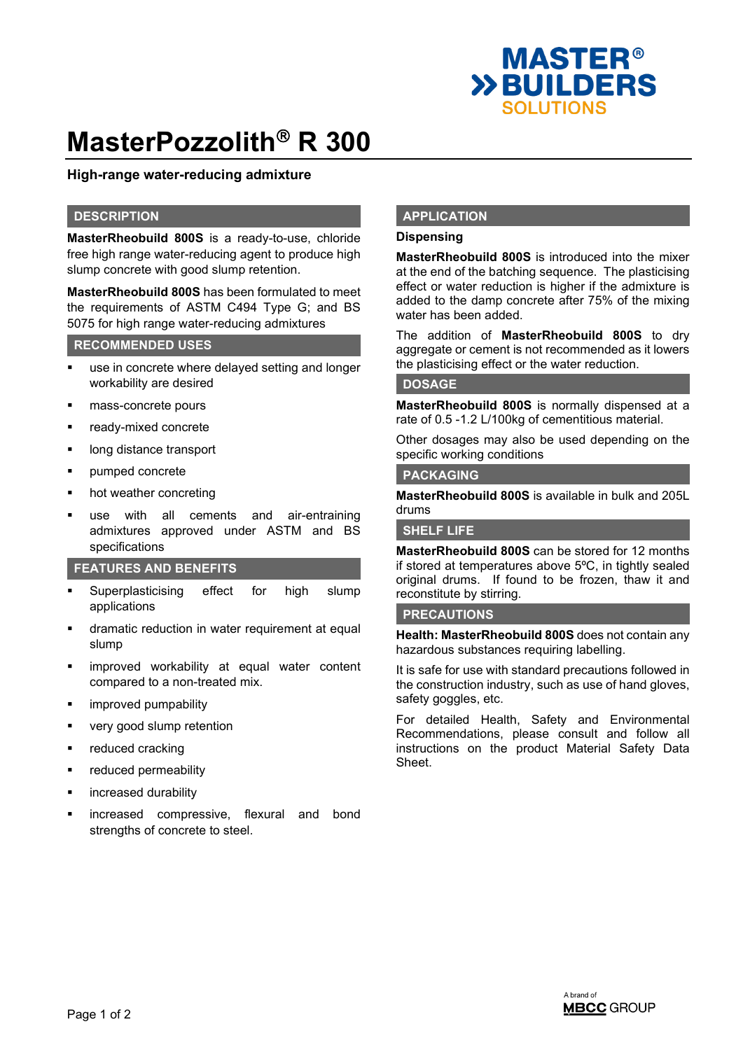# MasterPozzolith® R 300

**High-range water-reducing admixture**

## DESCRIPTION

**MasterRheobuild 800S** is a ready-to-use, chloride free high range water-reducing agent to produce high slump concrete with good slump retention.

**MasterRheobuild 800S** has been formulated to meet the requirements of ASTM C494 Type G; and BS 5075 for high range water-reducing admixtures

## RECOMMENDED USES

- use in concrete where delayed setting and longer workability are desired
- mass-concrete pours
- ready-mixed concrete
- long distance transport
- pumped concrete
- hot weather concreting
- use with all cements and air-entraining admixtures approved under ASTM and BS specifications

## FEATURES AND BENEFITS

- Superplasticising effect for high slump applications
- dramatic reduction in water requirement at equal slump
- improved workability at equal water content compared to a non-treated mix.
- improved pumpability
- very good slump retention
- reduced cracking
- reduced permeability
- increased durability
- increased compressive, flexural and bond strengths of concrete to steel.

## APPLICATION

### Dispensing

**MasterRheobuild 800S** is introduced into the mixer at the end of the batching sequence. The plasticising effect or water reduction is higher if the admixture is added to the damp concrete after 75% of the mixing water has been added.

The addition of **MasterRheobuild 800S** to dry aggregate or cement is not recommended as it lowers the plasticising effect or the water reduction.

## DOSAGE

**MasterRheobuild 800S** is normally dispensed at a rate of 0.5 -1.2 L/100kg of cementitious material.

Other dosages may also be used depending on the specific working conditions

## PACKAGING

**MasterRheobuild 800S** is available in bulk and 205L drums

## SHELF LIFE

**MasterRheobuild 800S** can be stored for 12 months if stored at temperatures above 5ºC, in tightly sealed original drums. If found to be frozen, thaw it and reconstitute by stirring.

## PRECAUTIONS

**Health: MasterRheobuild 800S** does not contain any hazardous substances requiring labelling.

It is safe for use with standard precautions followed in the construction industry, such as use of hand gloves, safety goggles, etc.

For detailed Health, Safety and Environmental Recommendations, please consult and follow all instructions on the product Material Safety Data Sheet.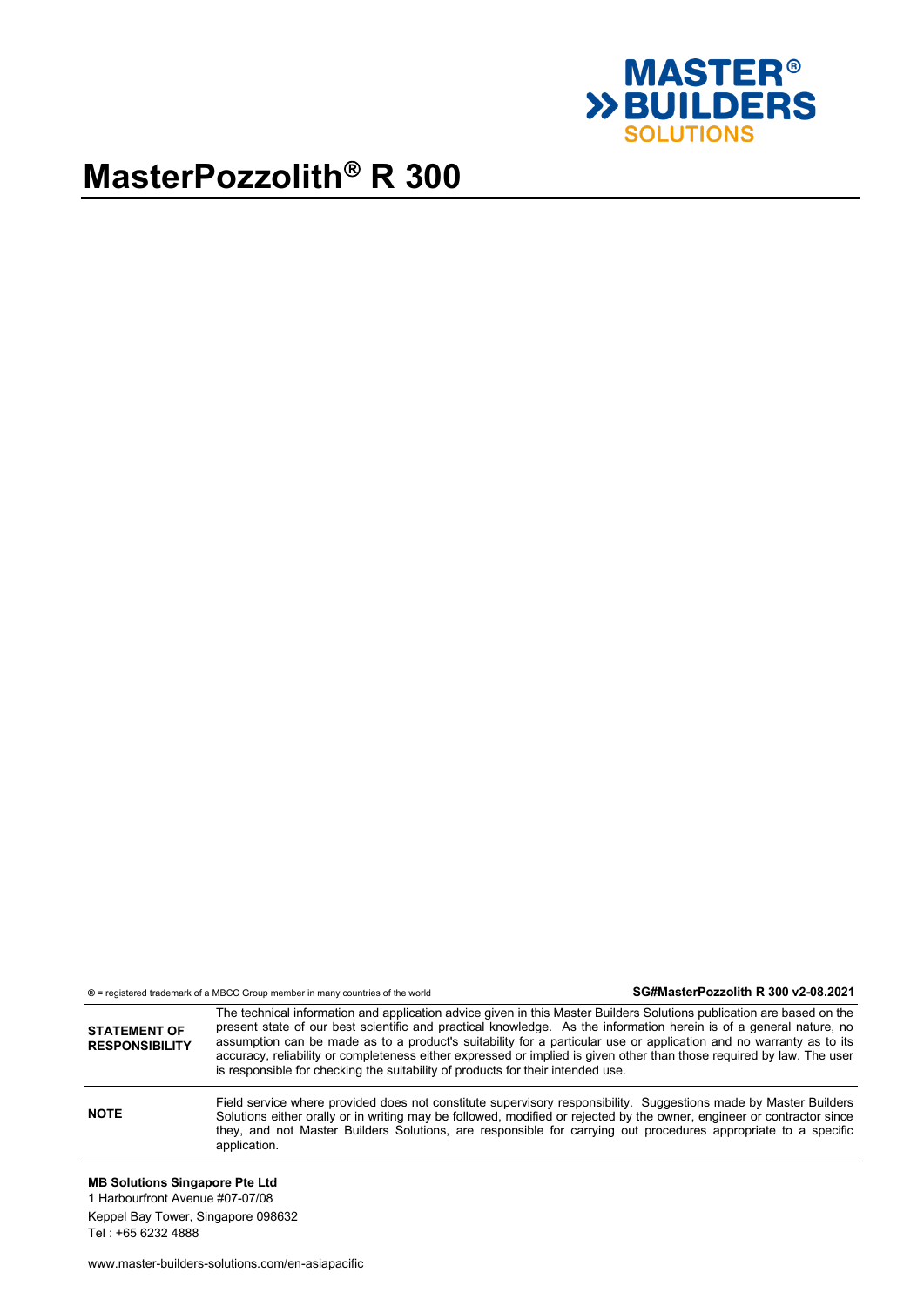# MasterPozzolith® R 300

® = registered trademark of a MBCC Group member in many countries of the world

**SG#MasterPozzolith R 300 v2-08.2021**

| | |
|---|---|
| **STATEMENT OF RESPONSIBILITY** | The technical information and application advice given in this Master Builders Solutions publication are based on the present state of our best scientific and practical knowledge. As the information herein is of a general nature, no assumption can be made as to a product's suitability for a particular use or application and no warranty as to its accuracy, reliability or completeness either expressed or implied is given other than those required by law. The user is responsible for checking the suitability of products for their intended use. |
| **NOTE** | Field service where provided does not constitute supervisory responsibility. Suggestions made by Master Builders Solutions either orally or in writing may be followed, modified or rejected by the owner, engineer or contractor since they, and not Master Builders Solutions, are responsible for carrying out procedures appropriate to a specific application. |

**MB Solutions Singapore Pte Ltd**
1 Harbourfront Avenue #07-07/08
Keppel Bay Tower, Singapore 098632
Tel : +65 6232 4888

www.master-builders-solutions.com/en-asiapacific